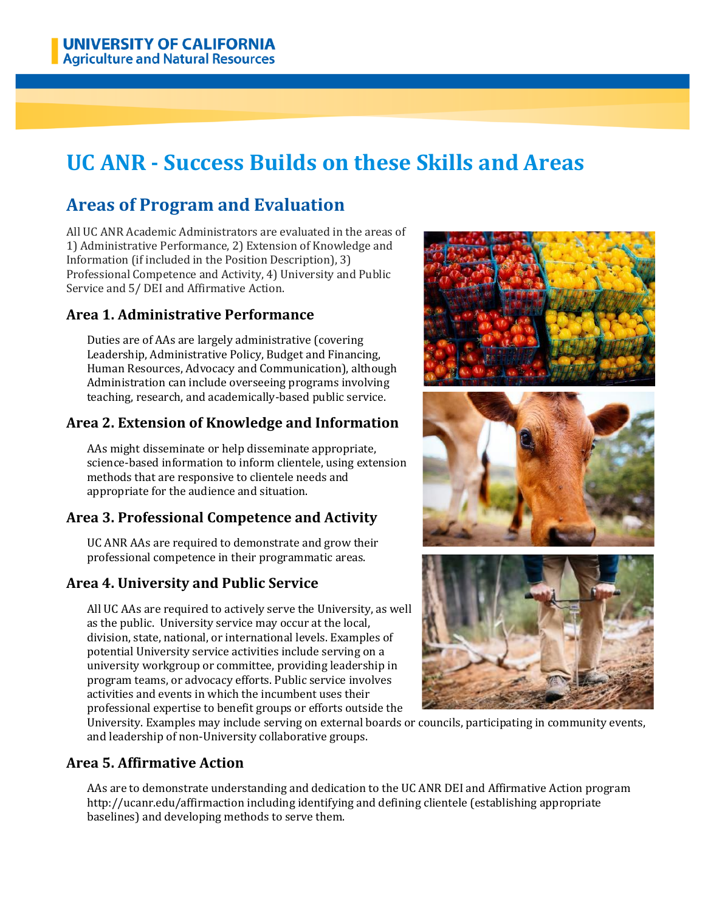**UNIVERSITY OF CALIFORNIA**
**Agriculture and Natural Resources**

# UC ANR - Success Builds on these Skills and Areas

## Areas of Program and Evaluation

All UC ANR Academic Administrators are evaluated in the areas of 1) Administrative Performance, 2) Extension of Knowledge and Information (if included in the Position Description), 3) Professional Competence and Activity, 4) University and Public Service and 5/ DEI and Affirmative Action.

### Area 1. Administrative Performance

Duties are of AAs are largely administrative (covering Leadership, Administrative Policy, Budget and Financing, Human Resources, Advocacy and Communication), although Administration can include overseeing programs involving teaching, research, and academically-based public service.

### Area 2. Extension of Knowledge and Information

AAs might disseminate or help disseminate appropriate, science-based information to inform clientele, using extension methods that are responsive to clientele needs and appropriate for the audience and situation.

### Area 3. Professional Competence and Activity

UC ANR AAs are required to demonstrate and grow their professional competence in their programmatic areas.

### Area 4. University and Public Service

All UC AAs are required to actively serve the University, as well as the public. University service may occur at the local, division, state, national, or international levels. Examples of potential University service activities include serving on a university workgroup or committee, providing leadership in program teams, or advocacy efforts. Public service involves activities and events in which the incumbent uses their professional expertise to benefit groups or efforts outside the University. Examples may include serving on external boards or councils, participating in community events, and leadership of non-University collaborative groups.

### Area 5. Affirmative Action

AAs are to demonstrate understanding and dedication to the UC ANR DEI and Affirmative Action program http://ucanr.edu/affirmaction including identifying and defining clientele (establishing appropriate baselines) and developing methods to serve them.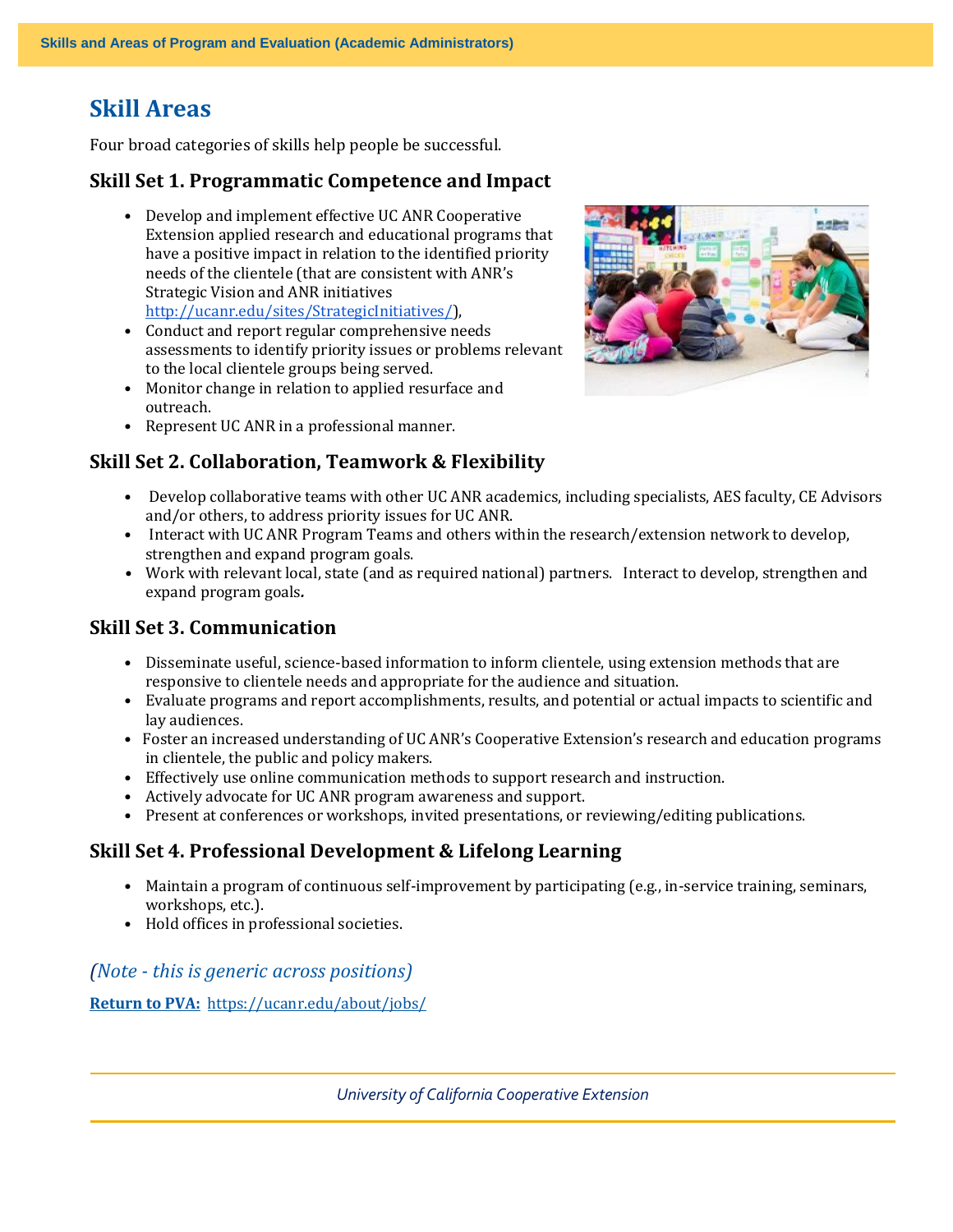# Skill Areas

Four broad categories of skills help people be successful.

## Skill Set 1. Programmatic Competence and Impact

- Develop and implement effective UC ANR Cooperative Extension applied research and educational programs that have a positive impact in relation to the identified priority needs of the clientele (that are consistent with ANR's Strategic Vision and ANR initiatives [http://ucanr.edu/sites/StrategicInitiatives/](http://ucanr.edu/sites/StrategicInitiatives/)),
- Conduct and report regular comprehensive needs assessments to identify priority issues or problems relevant to the local clientele groups being served.
- Monitor change in relation to applied resurface and outreach.
- Represent UC ANR in a professional manner.

## Skill Set 2. Collaboration, Teamwork & Flexibility

- Develop collaborative teams with other UC ANR academics, including specialists, AES faculty, CE Advisors and/or others, to address priority issues for UC ANR.
- Interact with UC ANR Program Teams and others within the research/extension network to develop, strengthen and expand program goals.
- Work with relevant local, state (and as required national) partners. Interact to develop, strengthen and expand program goals.

## Skill Set 3. Communication

- Disseminate useful, science-based information to inform clientele, using extension methods that are responsive to clientele needs and appropriate for the audience and situation.
- Evaluate programs and report accomplishments, results, and potential or actual impacts to scientific and lay audiences.
- Foster an increased understanding of UC ANR's Cooperative Extension's research and education programs in clientele, the public and policy makers.
- Effectively use online communication methods to support research and instruction.
- Actively advocate for UC ANR program awareness and support.
- Present at conferences or workshops, invited presentations, or reviewing/editing publications.

## Skill Set 4. Professional Development & Lifelong Learning

- Maintain a program of continuous self-improvement by participating (e.g., in-service training, seminars, workshops, etc.).
- Hold offices in professional societies.

*(Note - this is generic across positions)*

**Return to PVA:** [https://ucanr.edu/about/jobs/](https://ucanr.edu/about/jobs/)